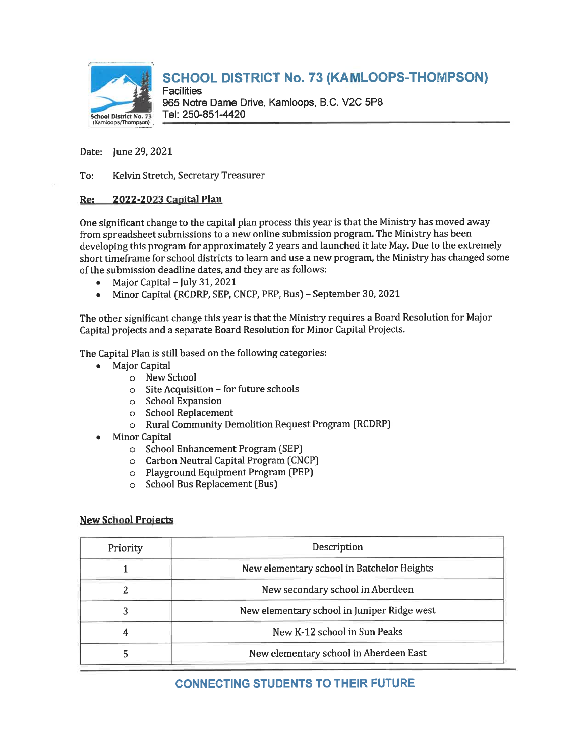## SCHOOL DISTRICT No. 73 (KAMLOOPS-THOMPSON)

Facilities
965 Notre Dame Drive, Kamloops, B.C. V2C 5P8
Tel: 250-851-4420

Date: June 29, 2021

To: Kelvin Stretch, Secretary Treasurer

**Re: 2022-2023 Capital Plan**

One significant change to the capital plan process this year is that the Ministry has moved away from spreadsheet submissions to a new online submission program. The Ministry has been developing this program for approximately 2 years and launched it late May. Due to the extremely short timeframe for school districts to learn and use a new program, the Ministry has changed some of the submission deadline dates, and they are as follows:

- Major Capital – July 31, 2021
- Minor Capital (RCDRP, SEP, CNCP, PEP, Bus) – September 30, 2021

The other significant change this year is that the Ministry requires a Board Resolution for Major Capital projects and a separate Board Resolution for Minor Capital Projects.

The Capital Plan is still based on the following categories:

- Major Capital
  - New School
  - Site Acquisition – for future schools
  - School Expansion
  - School Replacement
  - Rural Community Demolition Request Program (RCDRP)
- Minor Capital
  - School Enhancement Program (SEP)
  - Carbon Neutral Capital Program (CNCP)
  - Playground Equipment Program (PEP)
  - School Bus Replacement (Bus)

**New School Projects**

| Priority | Description |
|---|---|
| 1 | New elementary school in Batchelor Heights |
| 2 | New secondary school in Aberdeen |
| 3 | New elementary school in Juniper Ridge west |
| 4 | New K-12 school in Sun Peaks |
| 5 | New elementary school in Aberdeen East |

CONNECTING STUDENTS TO THEIR FUTURE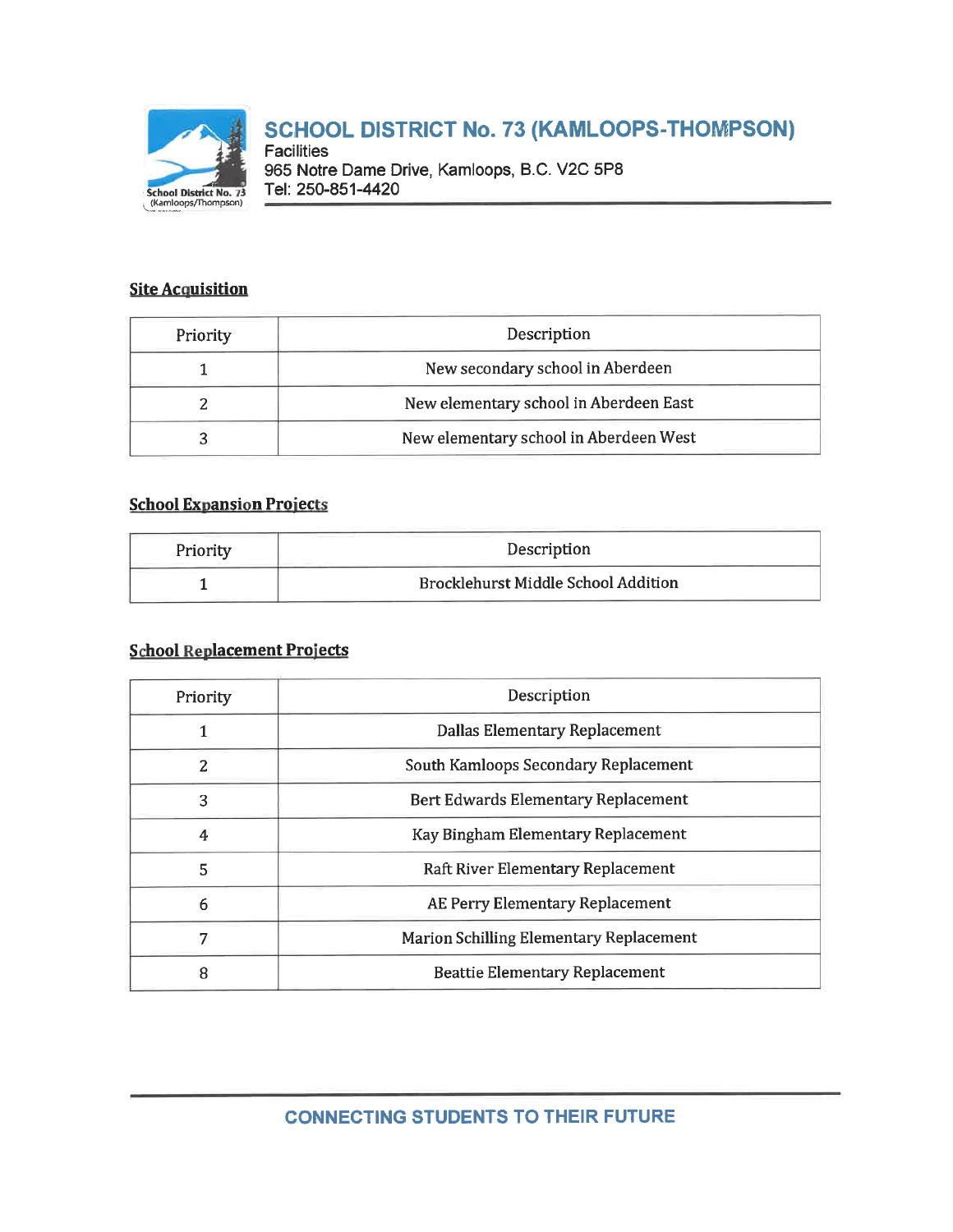# SCHOOL DISTRICT No. 73 (KAMLOOPS-THOMPSON)

Facilities
965 Notre Dame Drive, Kamloops, B.C. V2C 5P8
Tel: 250-851-4420

## Site Acquisition

| Priority | Description |
|---|---|
| 1 | New secondary school in Aberdeen |
| 2 | New elementary school in Aberdeen East |
| 3 | New elementary school in Aberdeen West |

## School Expansion Projects

| Priority | Description |
|---|---|
| 1 | Brocklehurst Middle School Addition |

## School Replacement Projects

| Priority | Description |
|---|---|
| 1 | Dallas Elementary Replacement |
| 2 | South Kamloops Secondary Replacement |
| 3 | Bert Edwards Elementary Replacement |
| 4 | Kay Bingham Elementary Replacement |
| 5 | Raft River Elementary Replacement |
| 6 | AE Perry Elementary Replacement |
| 7 | Marion Schilling Elementary Replacement |
| 8 | Beattie Elementary Replacement |

CONNECTING STUDENTS TO THEIR FUTURE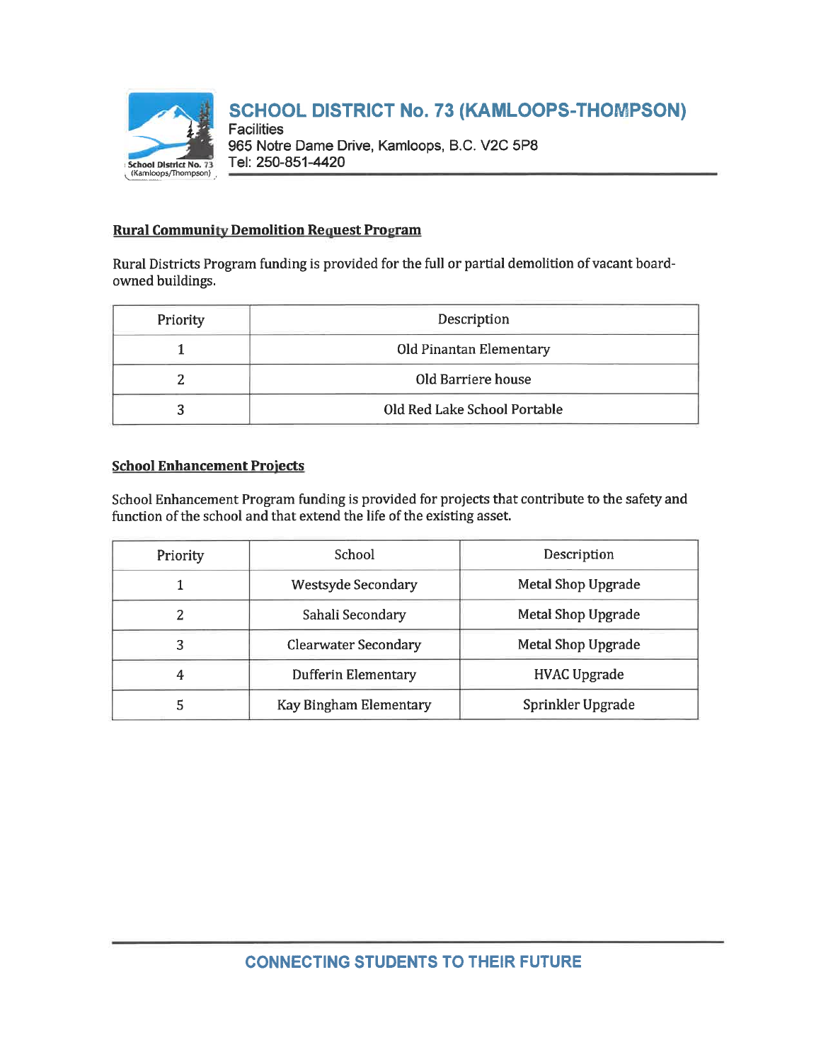# SCHOOL DISTRICT No. 73 (KAMLOOPS-THOMPSON)

Facilities
965 Notre Dame Drive, Kamloops, B.C. V2C 5P8
Tel: 250-851-4420

## Rural Community Demolition Request Program

Rural Districts Program funding is provided for the full or partial demolition of vacant board-owned buildings.

| Priority | Description |
| --- | --- |
| 1 | Old Pinantan Elementary |
| 2 | Old Barriere house |
| 3 | Old Red Lake School Portable |

## School Enhancement Projects

School Enhancement Program funding is provided for projects that contribute to the safety and function of the school and that extend the life of the existing asset.

| Priority | School | Description |
| --- | --- | --- |
| 1 | Westsyde Secondary | Metal Shop Upgrade |
| 2 | Sahali Secondary | Metal Shop Upgrade |
| 3 | Clearwater Secondary | Metal Shop Upgrade |
| 4 | Dufferin Elementary | HVAC Upgrade |
| 5 | Kay Bingham Elementary | Sprinkler Upgrade |

CONNECTING STUDENTS TO THEIR FUTURE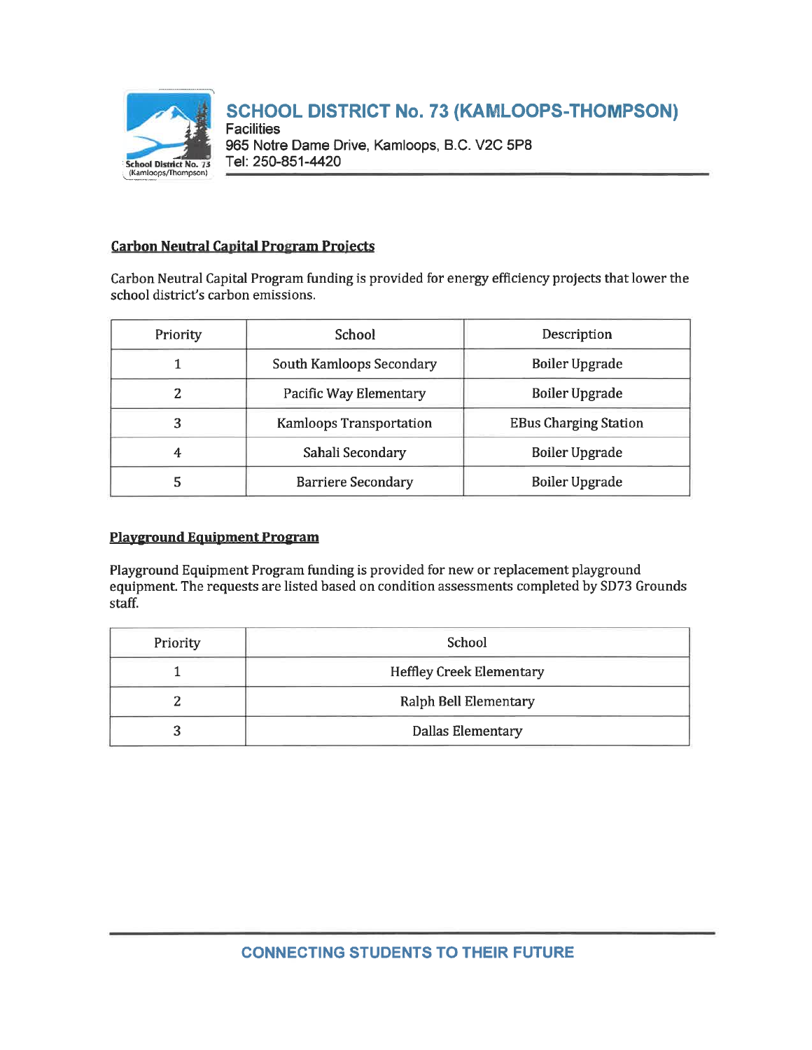# SCHOOL DISTRICT No. 73 (KAMLOOPS-THOMPSON)

Facilities
965 Notre Dame Drive, Kamloops, B.C. V2C 5P8
Tel: 250-851-4420

## Carbon Neutral Capital Program Projects

Carbon Neutral Capital Program funding is provided for energy efficiency projects that lower the school district's carbon emissions.

| Priority | School | Description |
|---|---|---|
| 1 | South Kamloops Secondary | Boiler Upgrade |
| 2 | Pacific Way Elementary | Boiler Upgrade |
| 3 | Kamloops Transportation | EBus Charging Station |
| 4 | Sahali Secondary | Boiler Upgrade |
| 5 | Barriere Secondary | Boiler Upgrade |

## Playground Equipment Program

Playground Equipment Program funding is provided for new or replacement playground equipment. The requests are listed based on condition assessments completed by SD73 Grounds staff.

| Priority | School |
|---|---|
| 1 | Heffley Creek Elementary |
| 2 | Ralph Bell Elementary |
| 3 | Dallas Elementary |

CONNECTING STUDENTS TO THEIR FUTURE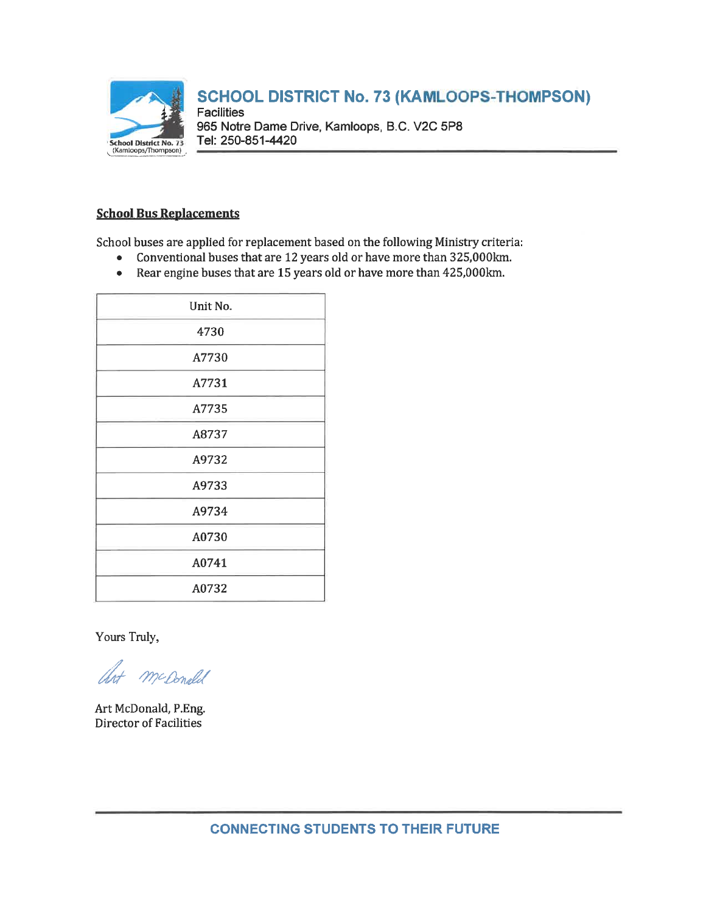SCHOOL DISTRICT No. 73 (KAMLOOPS-THOMPSON)
Facilities
965 Notre Dame Drive, Kamloops, B.C. V2C 5P8
Tel: 250-851-4420

## School Bus Replacements

School buses are applied for replacement based on the following Ministry criteria:

- Conventional buses that are 12 years old or have more than 325,000km.
- Rear engine buses that are 15 years old or have more than 425,000km.

| Unit No. |
|---|
| 4730 |
| A7730 |
| A7731 |
| A7735 |
| A8737 |
| A9732 |
| A9733 |
| A9734 |
| A0730 |
| A0741 |
| A0732 |

Yours Truly,

Art McDonald

Art McDonald, P.Eng.
Director of Facilities

CONNECTING STUDENTS TO THEIR FUTURE